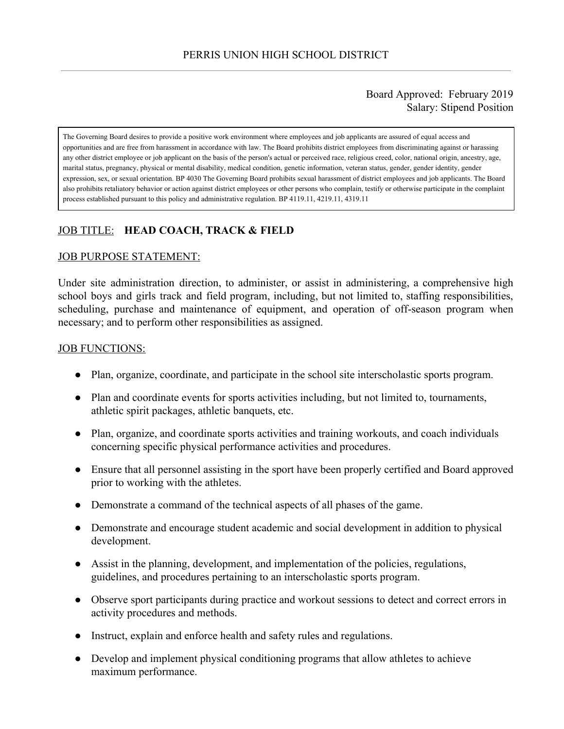# PERRIS UNION HIGH SCHOOL DISTRICT

Board Approved: February 2019
Salary: Stipend Position

The Governing Board desires to provide a positive work environment where employees and job applicants are assured of equal access and opportunities and are free from harassment in accordance with law. The Board prohibits district employees from discriminating against or harassing any other district employee or job applicant on the basis of the person's actual or perceived race, religious creed, color, national origin, ancestry, age, marital status, pregnancy, physical or mental disability, medical condition, genetic information, veteran status, gender, gender identity, gender expression, sex, or sexual orientation. BP 4030 The Governing Board prohibits sexual harassment of district employees and job applicants. The Board also prohibits retaliatory behavior or action against district employees or other persons who complain, testify or otherwise participate in the complaint process established pursuant to this policy and administrative regulation. BP 4119.11, 4219.11, 4319.11

## JOB TITLE: **HEAD COACH, TRACK & FIELD**

## JOB PURPOSE STATEMENT:

Under site administration direction, to administer, or assist in administering, a comprehensive high school boys and girls track and field program, including, but not limited to, staffing responsibilities, scheduling, purchase and maintenance of equipment, and operation of off-season program when necessary; and to perform other responsibilities as assigned.

## JOB FUNCTIONS:

- Plan, organize, coordinate, and participate in the school site interscholastic sports program.
- Plan and coordinate events for sports activities including, but not limited to, tournaments, athletic spirit packages, athletic banquets, etc.
- Plan, organize, and coordinate sports activities and training workouts, and coach individuals concerning specific physical performance activities and procedures.
- Ensure that all personnel assisting in the sport have been properly certified and Board approved prior to working with the athletes.
- Demonstrate a command of the technical aspects of all phases of the game.
- Demonstrate and encourage student academic and social development in addition to physical development.
- Assist in the planning, development, and implementation of the policies, regulations, guidelines, and procedures pertaining to an interscholastic sports program.
- Observe sport participants during practice and workout sessions to detect and correct errors in activity procedures and methods.
- Instruct, explain and enforce health and safety rules and regulations.
- Develop and implement physical conditioning programs that allow athletes to achieve maximum performance.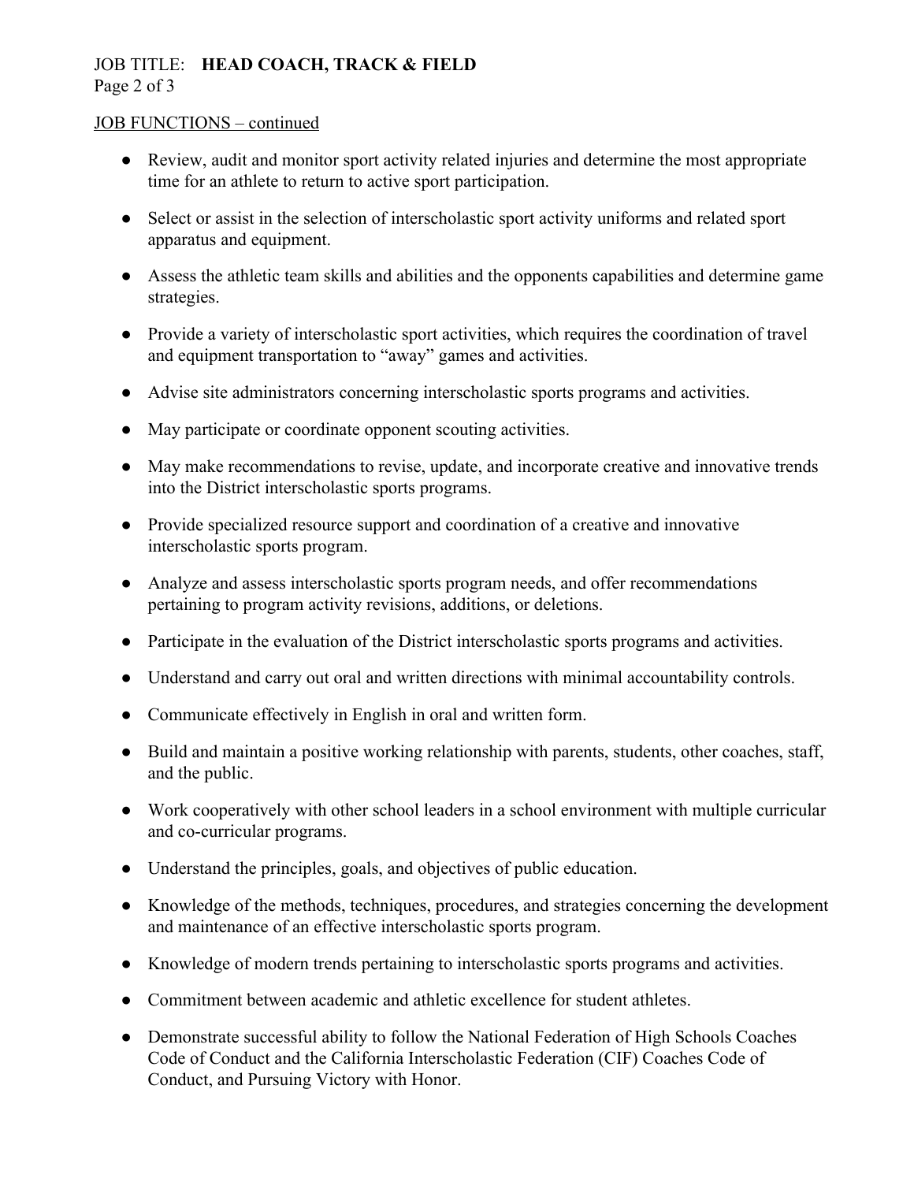JOB FUNCTIONS – continued

- Review, audit and monitor sport activity related injuries and determine the most appropriate time for an athlete to return to active sport participation.
- Select or assist in the selection of interscholastic sport activity uniforms and related sport apparatus and equipment.
- Assess the athletic team skills and abilities and the opponents capabilities and determine game strategies.
- Provide a variety of interscholastic sport activities, which requires the coordination of travel and equipment transportation to "away" games and activities.
- Advise site administrators concerning interscholastic sports programs and activities.
- May participate or coordinate opponent scouting activities.
- May make recommendations to revise, update, and incorporate creative and innovative trends into the District interscholastic sports programs.
- Provide specialized resource support and coordination of a creative and innovative interscholastic sports program.
- Analyze and assess interscholastic sports program needs, and offer recommendations pertaining to program activity revisions, additions, or deletions.
- Participate in the evaluation of the District interscholastic sports programs and activities.
- Understand and carry out oral and written directions with minimal accountability controls.
- Communicate effectively in English in oral and written form.
- Build and maintain a positive working relationship with parents, students, other coaches, staff, and the public.
- Work cooperatively with other school leaders in a school environment with multiple curricular and co-curricular programs.
- Understand the principles, goals, and objectives of public education.
- Knowledge of the methods, techniques, procedures, and strategies concerning the development and maintenance of an effective interscholastic sports program.
- Knowledge of modern trends pertaining to interscholastic sports programs and activities.
- Commitment between academic and athletic excellence for student athletes.
- Demonstrate successful ability to follow the National Federation of High Schools Coaches Code of Conduct and the California Interscholastic Federation (CIF) Coaches Code of Conduct, and Pursuing Victory with Honor.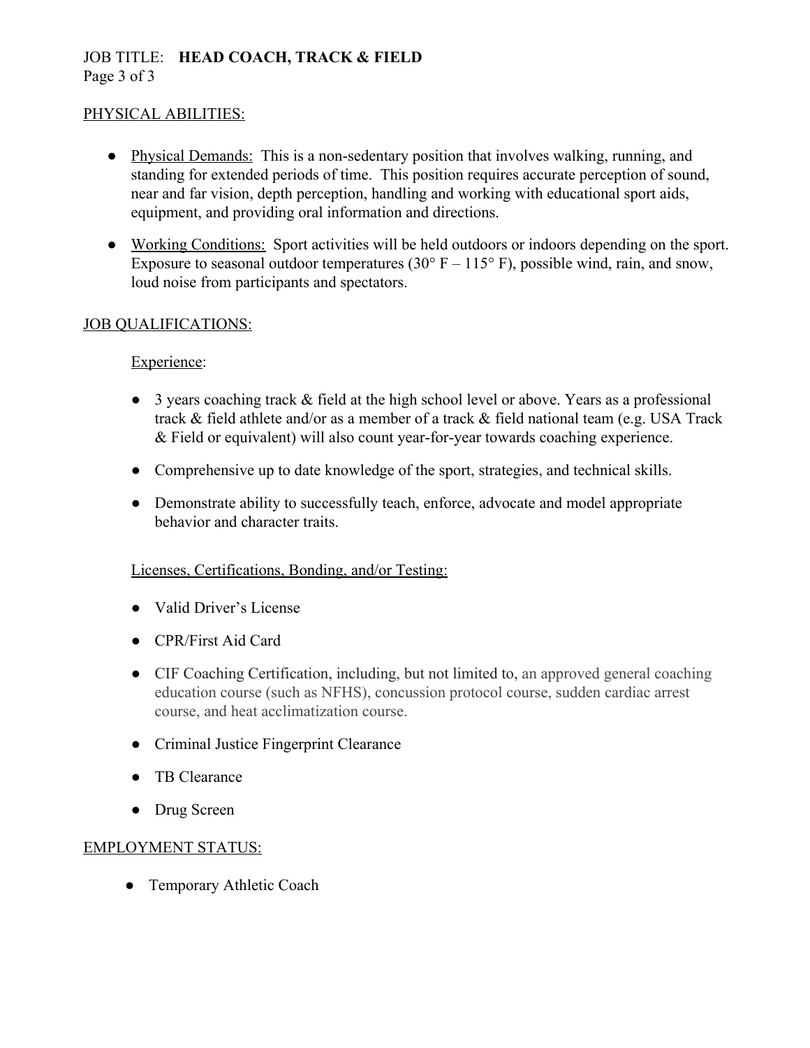## PHYSICAL ABILITIES:

- Physical Demands: This is a non-sedentary position that involves walking, running, and standing for extended periods of time. This position requires accurate perception of sound, near and far vision, depth perception, handling and working with educational sport aids, equipment, and providing oral information and directions.
- Working Conditions: Sport activities will be held outdoors or indoors depending on the sport. Exposure to seasonal outdoor temperatures (30° F – 115° F), possible wind, rain, and snow, loud noise from participants and spectators.

## JOB QUALIFICATIONS:

### Experience:

- 3 years coaching track & field at the high school level or above. Years as a professional track & field athlete and/or as a member of a track & field national team (e.g. USA Track & Field or equivalent) will also count year-for-year towards coaching experience.
- Comprehensive up to date knowledge of the sport, strategies, and technical skills.
- Demonstrate ability to successfully teach, enforce, advocate and model appropriate behavior and character traits.

### Licenses, Certifications, Bonding, and/or Testing:

- Valid Driver's License
- CPR/First Aid Card
- CIF Coaching Certification, including, but not limited to, an approved general coaching education course (such as NFHS), concussion protocol course, sudden cardiac arrest course, and heat acclimatization course.
- Criminal Justice Fingerprint Clearance
- TB Clearance
- Drug Screen

## EMPLOYMENT STATUS:

- Temporary Athletic Coach